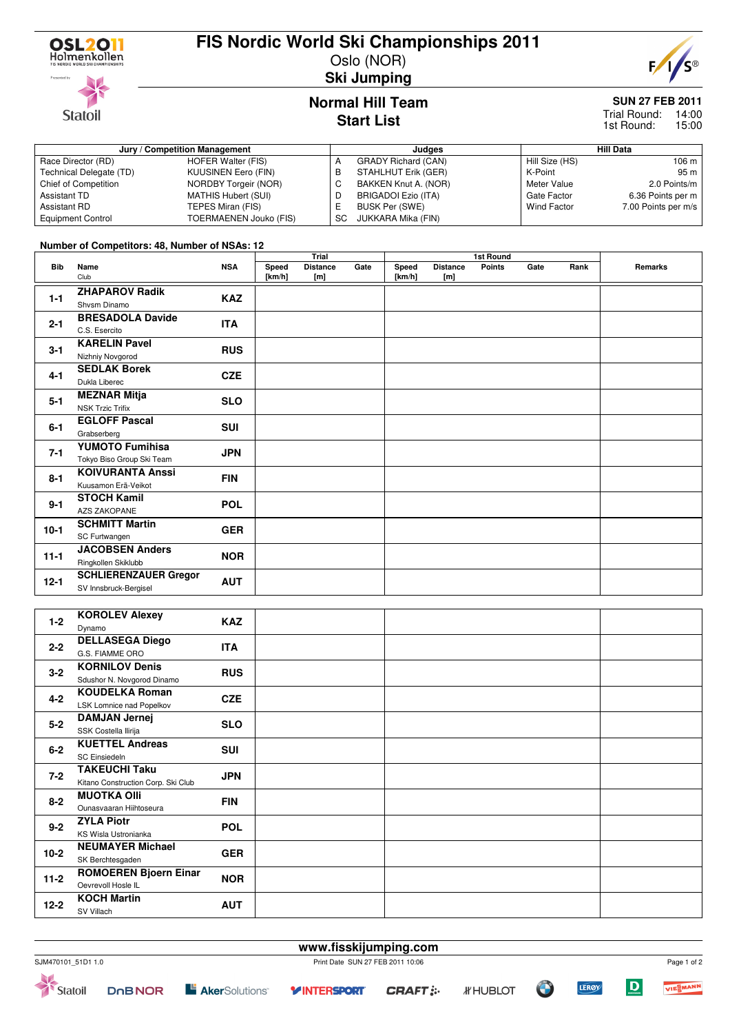# FIS Nordic World Ski Championships 2011

Oslo (NOR)

**Ski Jumping**

## Normal Hill Team
## Start List

**SUN 27 FEB 2011**
Trial Round: 14:00
1st Round: 15:00

| Jury / Competition Management | | Judges | | Hill Data | |
|---|---|---|---|---|---|
| Race Director (RD) | HOFER Walter (FIS) | A | GRADY Richard (CAN) | Hill Size (HS) | 106 m |
| Technical Delegate (TD) | KUUSINEN Eero (FIN) | B | STAHLHUT Erik (GER) | K-Point | 95 m |
| Chief of Competition | NORDBY Torgeir (NOR) | C | BAKKEN Knut A. (NOR) | Meter Value | 2.0 Points/m |
| Assistant TD | MATHIS Hubert (SUI) | D | BRIGADOI Ezio (ITA) | Gate Factor | 6.36 Points per m |
| Assistant RD | TEPES Miran (FIS) | E | BUSK Per (SWE) | Wind Factor | 7.00 Points per m/s |
| Equipment Control | TOERMAENEN Jouko (FIS) | SC | JUKKARA Mika (FIN) | | |

**Number of Competitors: 48, Number of NSAs: 12**

| Bib | Name / Club | NSA | Trial Speed [km/h] | Trial Distance [m] | Trial Gate | 1st Round Speed [km/h] | 1st Round Distance [m] | 1st Round Points | 1st Round Gate | 1st Round Rank | Remarks |
|---|---|---|---|---|---|---|---|---|---|---|---|
| 1-1 | **ZHAPAROV Radik** Shvsm Dinamo | KAZ | | | | | | | | | |
| 2-1 | **BRESADOLA Davide** C.S. Esercito | ITA | | | | | | | | | |
| 3-1 | **KARELIN Pavel** Nizhniy Novgorod | RUS | | | | | | | | | |
| 4-1 | **SEDLAK Borek** Dukla Liberec | CZE | | | | | | | | | |
| 5-1 | **MEZNAR Mitja** NSK Trzic Trifix | SLO | | | | | | | | | |
| 6-1 | **EGLOFF Pascal** Grabserberg | SUI | | | | | | | | | |
| 7-1 | **YUMOTO Fumihisa** Tokyo Biso Group Ski Team | JPN | | | | | | | | | |
| 8-1 | **KOIVURANTA Anssi** Kuusamon Erä-Veikot | FIN | | | | | | | | | |
| 9-1 | **STOCH Kamil** AZS ZAKOPANE | POL | | | | | | | | | |
| 10-1 | **SCHMITT Martin** SC Furtwangen | GER | | | | | | | | | |
| 11-1 | **JACOBSEN Anders** Ringkollen Skiklubb | NOR | | | | | | | | | |
| 12-1 | **SCHLIERENZAUER Gregor** SV Innsbruck-Bergisel | AUT | | | | | | | | | |
| 1-2 | **KOROLEV Alexey** Dynamo | KAZ | | | | | | | | | |
| 2-2 | **DELLASEGA Diego** G.S. FIAMME ORO | ITA | | | | | | | | | |
| 3-2 | **KORNILOV Denis** Sdushor N. Novgorod Dinamo | RUS | | | | | | | | | |
| 4-2 | **KOUDELKA Roman** LSK Lomnice nad Popelkov | CZE | | | | | | | | | |
| 5-2 | **DAMJAN Jernej** SSK Costella Ilirija | SLO | | | | | | | | | |
| 6-2 | **KUETTEL Andreas** SC Einsiedeln | SUI | | | | | | | | | |
| 7-2 | **TAKEUCHI Taku** Kitano Construction Corp. Ski Club | JPN | | | | | | | | | |
| 8-2 | **MUOTKA Olli** Ounasvaaran Hiihtoseura | FIN | | | | | | | | | |
| 9-2 | **ZYLA Piotr** KS Wisla Ustronianka | POL | | | | | | | | | |
| 10-2 | **NEUMAYER Michael** SK Berchtesgaden | GER | | | | | | | | | |
| 11-2 | **ROMOEREN Bjoern Einar** Oevrevoll Hosle IL | NOR | | | | | | | | | |
| 12-2 | **KOCH Martin** SV Villach | AUT | | | | | | | | | |

www.fisskijumping.com

SJM470101_51D1 1.0 Print Date SUN 27 FEB 2011 10:06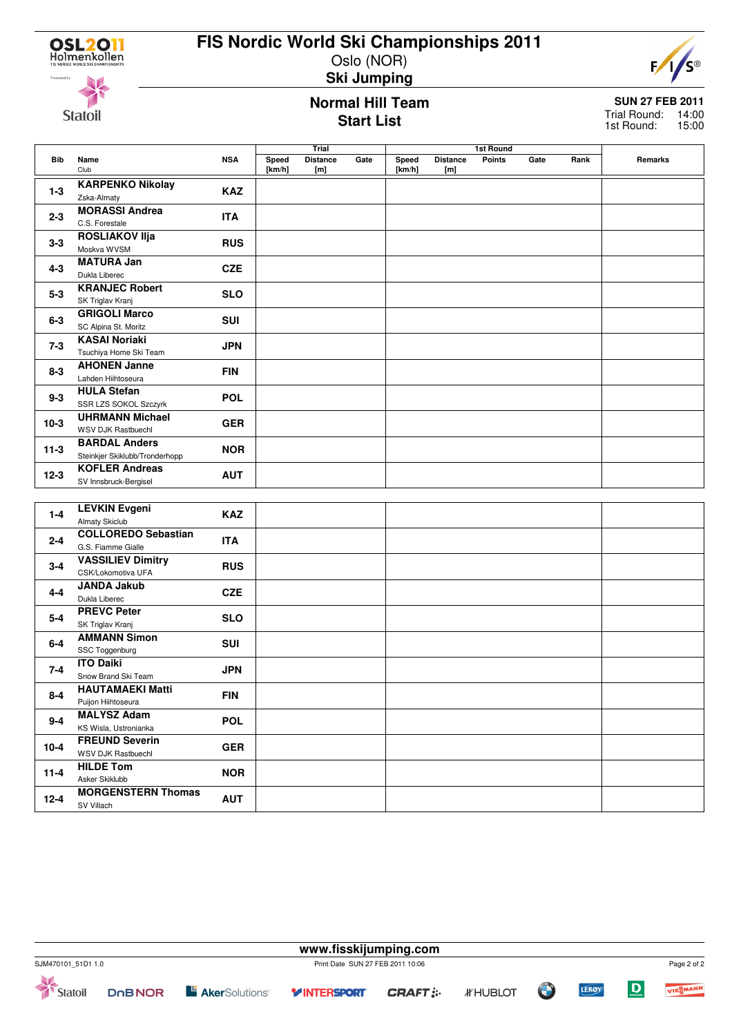# FIS Nordic World Ski Championships 2011

Oslo (NOR)

**Ski Jumping**

## Normal Hill Team
## Start List

**SUN 27 FEB 2011**
Trial Round: 14:00
1st Round: 15:00

| Bib | Name / Club | NSA | Trial | | | 1st Round | | | | | Remarks |
|---|---|---|---|---|---|---|---|---|---|---|---|
| | | | Speed [km/h] | Distance [m] | Gate | Speed [km/h] | Distance [m] | Points | Gate | Rank | |
| 1-3 | **KARPENKO Nikolay** Zska-Almaty | KAZ | | | | | | | | | |
| 2-3 | **MORASSI Andrea** C.S. Forestale | ITA | | | | | | | | | |
| 3-3 | **ROSLIAKOV Ilja** Moskva WVSM | RUS | | | | | | | | | |
| 4-3 | **MATURA Jan** Dukla Liberec | CZE | | | | | | | | | |
| 5-3 | **KRANJEC Robert** SK Triglav Kranj | SLO | | | | | | | | | |
| 6-3 | **GRIGOLI Marco** SC Alpina St. Moritz | SUI | | | | | | | | | |
| 7-3 | **KASAI Noriaki** Tsuchiya Home Ski Team | JPN | | | | | | | | | |
| 8-3 | **AHONEN Janne** Lahden Hiihtoseura | FIN | | | | | | | | | |
| 9-3 | **HULA Stefan** SSR LZS SOKOL Szczyrk | POL | | | | | | | | | |
| 10-3 | **UHRMANN Michael** WSV DJK Rastbuechl | GER | | | | | | | | | |
| 11-3 | **BARDAL Anders** Steinkjer Skiklubb/Tronderhopp | NOR | | | | | | | | | |
| 12-3 | **KOFLER Andreas** SV Innsbruck-Bergisel | AUT | | | | | | | | | |
| 1-4 | **LEVKIN Evgeni** Almaty Skiclub | KAZ | | | | | | | | | |
| 2-4 | **COLLOREDO Sebastian** G.S. Fiamme Gialle | ITA | | | | | | | | | |
| 3-4 | **VASSILIEV Dimitry** CSK/Lokomotiva UFA | RUS | | | | | | | | | |
| 4-4 | **JANDA Jakub** Dukla Liberec | CZE | | | | | | | | | |
| 5-4 | **PREVC Peter** SK Triglav Kranj | SLO | | | | | | | | | |
| 6-4 | **AMMANN Simon** SSC Toggenburg | SUI | | | | | | | | | |
| 7-4 | **ITO Daiki** Snow Brand Ski Team | JPN | | | | | | | | | |
| 8-4 | **HAUTAMAEKI Matti** Puijon Hiihtoseura | FIN | | | | | | | | | |
| 9-4 | **MALYSZ Adam** KS Wisla, Ustronianka | POL | | | | | | | | | |
| 10-4 | **FREUND Severin** WSV DJK Rastbuechl | GER | | | | | | | | | |
| 11-4 | **HILDE Tom** Asker Skiklubb | NOR | | | | | | | | | |
| 12-4 | **MORGENSTERN Thomas** SV Villach | AUT | | | | | | | | | |

www.fisskijumping.com

SJM470101_51D1 1.0 Print Date SUN 27 FEB 2011 10:06